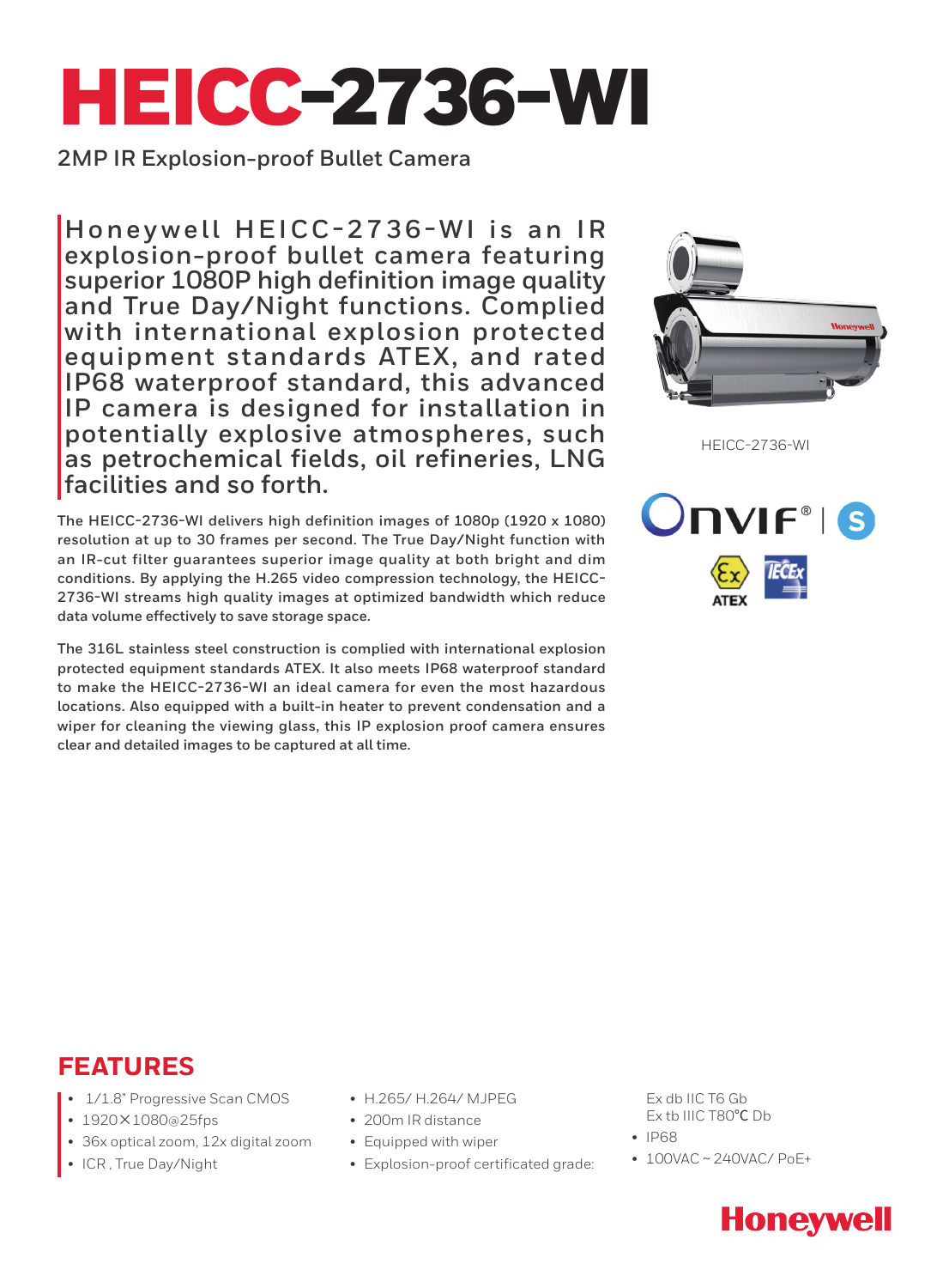# HEICC-2736-WI

2MP IR Explosion-proof Bullet Camera

**Honeywell HEICC-2736-WI is an IR explosion-proof bullet camera featuring superior 1080P high definition image quality and True Day/Night functions. Complied with international explosion protected equipment standards ATEX, and rated IP68 waterproof standard, this advanced IP camera is designed for installation in potentially explosive atmospheres, such as petrochemical fields, oil refineries, LNG facilities and so forth.**

The HEICC-2736-WI delivers high definition images of 1080p (1920 x 1080) resolution at up to 30 frames per second. The True Day/Night function with an IR-cut filter guarantees superior image quality at both bright and dim conditions. By applying the H.265 video compression technology, the HEICC-2736-WI streams high quality images at optimized bandwidth which reduce data volume effectively to save storage space.

The 316L stainless steel construction is complied with international explosion protected equipment standards ATEX. It also meets IP68 waterproof standard to make the HEICC-2736-WI an ideal camera for even the most hazardous locations. Also equipped with a built-in heater to prevent condensation and a wiper for cleaning the viewing glass, this IP explosion proof camera ensures clear and detailed images to be captured at all time.

HEICC-2736-WI

## FEATURES

- 1/1.8" Progressive Scan CMOS
- 1920×1080@25fps
- 36x optical zoom, 12x digital zoom
- ICR , True Day/Night
- H.265/ H.264/ MJPEG
- 200m IR distance
- Equipped with wiper
- Explosion-proof certificated grade:
  Ex db IIC T6 Gb
  Ex tb IIIC T80°C Db
- IP68
- 100VAC ~ 240VAC/ PoE+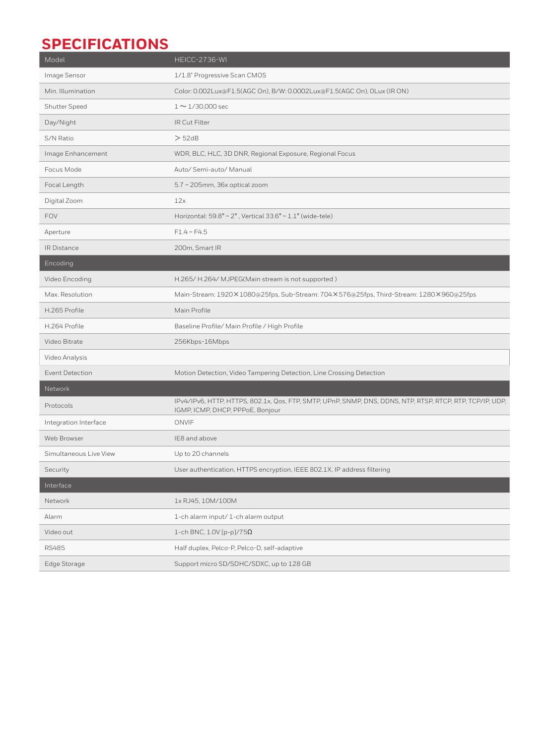# SPECIFICATIONS

| Model | HEICC-2736-WI |
| --- | --- |
| Image Sensor | 1/1.8" Progressive Scan CMOS |
| Min. Illumination | Color: 0.002Lux@F1.5(AGC On), B/W: 0.0002Lux@F1.5(AGC On), 0Lux (IR ON) |
| Shutter Speed | 1 〜 1/30,000 sec |
| Day/Night | IR Cut Filter |
| S/N Ratio | ＞ 52dB |
| Image Enhancement | WDR, BLC, HLC, 3D DNR, Regional Exposure, Regional Focus |
| Focus Mode | Auto/ Semi-auto/ Manual |
| Focal Length | 5.7 ~ 205mm, 36x optical zoom |
| Digital Zoom | 12x |
| FOV | Horizontal: 59.8° ~ 2° , Vertical 33.6° ~ 1.1° (wide-tele) |
| Aperture | F1.4 ~ F4.5 |
| IR Distance | 200m, Smart IR |
| **Encoding** | |
| Video Encoding | H.265/ H.264/ MJPEG(Main stream is not supported ) |
| Max. Resolution | Main-Stream: 1920✕1080@25fps, Sub-Stream: 704✕576@25fps, Third-Stream: 1280✕960@25fps |
| H.265 Profile | Main Profile |
| H.264 Profile | Baseline Profile/ Main Profile / High Profile |
| Video Bitrate | 256Kbps-16Mbps |
| Video Analysis | |
| Event Detection | Motion Detection, Video Tampering Detection, Line Crossing Detection |
| **Network** | |
| Protocols | IPv4/IPv6, HTTP, HTTPS, 802.1x, Qos, FTP, SMTP, UPnP, SNMP, DNS, DDNS, NTP, RTSP, RTCP, RTP, TCP/IP, UDP, IGMP, ICMP, DHCP, PPPoE, Bonjour |
| Integration Interface | ONVIF |
| Web Browser | IE8 and above |
| Simultaneous Live View | Up to 20 channels |
| Security | User authentication, HTTPS encryption, IEEE 802.1X, IP address filtering |
| **Interface** | |
| Network | 1x RJ45, 10M/100M |
| Alarm | 1-ch alarm input/ 1-ch alarm output |
| Video out | 1-ch BNC, 1.0V [p-p]/75Ω |
| RS485 | Half duplex, Pelco-P, Pelco-D, self-adaptive |
| Edge Storage | Support micro SD/SDHC/SDXC, up to 128 GB |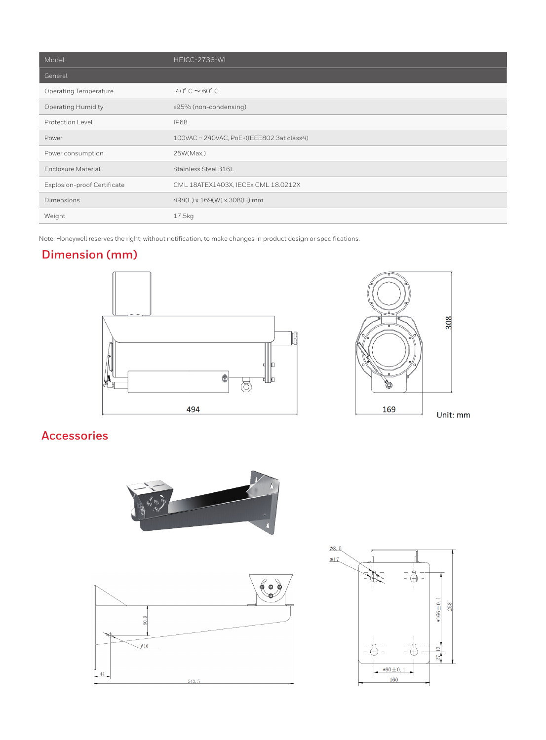| Model | HEICC-2736-WI |
|---|---|
| **General** | |
| Operating Temperature | -40° C ~ 60° C |
| Operating Humidity | ≤95% (non-condensing) |
| Protection Level | IP68 |
| Power | 100VAC ~ 240VAC, PoE+(IEEE802.3at class4) |
| Power consumption | 25W(Max.) |
| Enclosure Material | Stainless Steel 316L |
| Explosion-proof Certificate | CML 18ATEX1403X, IECEx CML 18.0212X |
| Dimensions | 494(L) x 169(W) x 308(H) mm |
| Weight | 17.5kg |

Note: Honeywell reserves the right, without notification, to make changes in product design or specifications.

## Dimension (mm)

494

169

308

Unit: mm

## Accessories

80.9

⌀10

44

543.5

⌀8.5

⌀17

*166±0.1

258

27

13

*90±0.1

160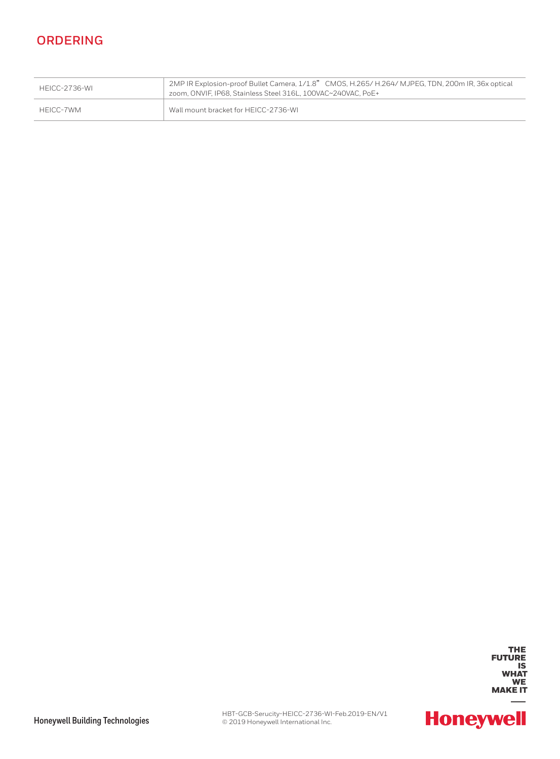## ORDERING

| | |
|---|---|
| HEICC-2736-WI | 2MP IR Explosion-proof Bullet Camera, 1/1.8" CMOS, H.265/ H.264/ MJPEG, TDN, 200m IR, 36x optical zoom, ONVIF, IP68, Stainless Steel 316L, 100VAC~240VAC, PoE+ |
| HEICC-7WM | Wall mount bracket for HEICC-2736-WI |

THE FUTURE IS WHAT WE MAKE IT

Honeywell Building Technologies

HBT-GCB-Serucity-HEICC-2736-WI-Feb.2019-EN/V1
© 2019 Honeywell International Inc.

Honeywell